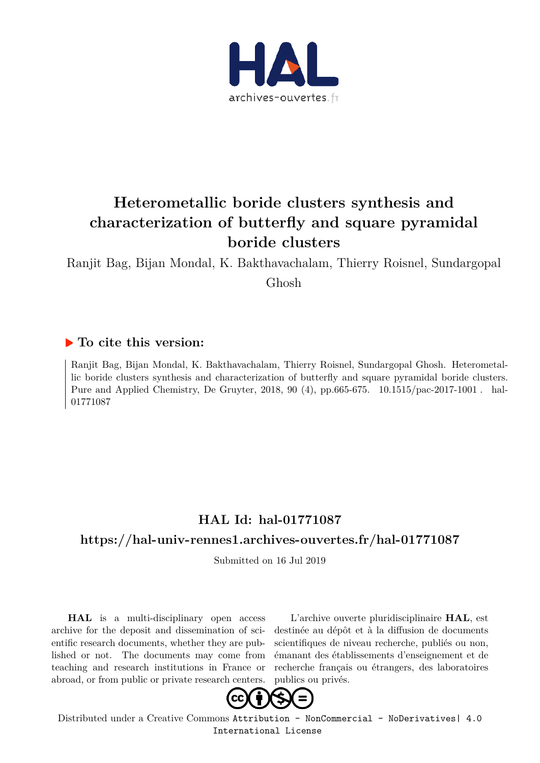# Heterometallic boride clusters synthesis and characterization of butterfly and square pyramidal boride clusters

Ranjit Bag, Bijan Mondal, K. Bakthavachalam, Thierry Roisnel, Sundargopal Ghosh

## To cite this version:

Ranjit Bag, Bijan Mondal, K. Bakthavachalam, Thierry Roisnel, Sundargopal Ghosh. Heterometallic boride clusters synthesis and characterization of butterfly and square pyramidal boride clusters. Pure and Applied Chemistry, De Gruyter, 2018, 90 (4), pp.665-675. 10.1515/pac-2017-1001 . hal-01771087

## HAL Id: hal-01771087

## https://hal-univ-rennes1.archives-ouvertes.fr/hal-01771087

Submitted on 16 Jul 2019

**HAL** is a multi-disciplinary open access archive for the deposit and dissemination of scientific research documents, whether they are published or not. The documents may come from teaching and research institutions in France or abroad, or from public or private research centers.

L'archive ouverte pluridisciplinaire **HAL**, est destinée au dépôt et à la diffusion de documents scientifiques de niveau recherche, publiés ou non, émanant des établissements d'enseignement et de recherche français ou étrangers, des laboratoires publics ou privés.

Distributed under a Creative Commons Attribution - NonCommercial - NoDerivatives| 4.0 International License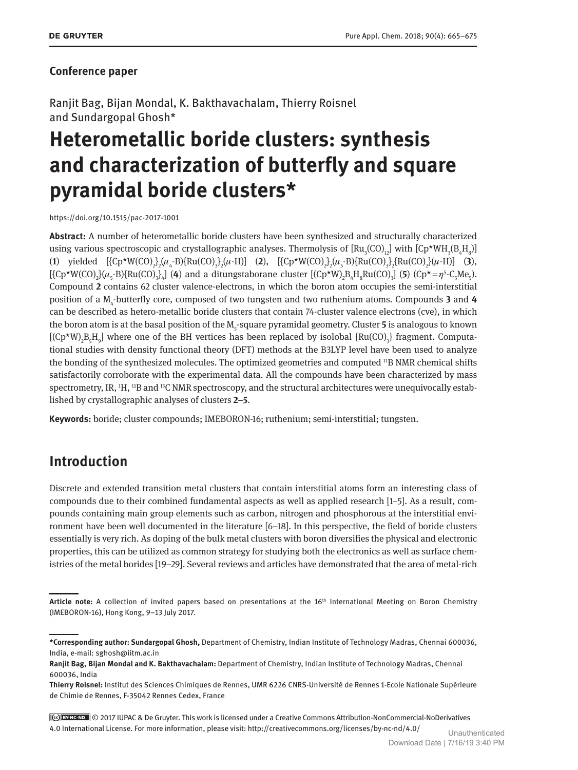## Conference paper

Ranjit Bag, Bijan Mondal, K. Bakthavachalam, Thierry Roisnel and Sundargopal Ghosh*

# Heterometallic boride clusters: synthesis and characterization of butterfly and square pyramidal boride clusters*

https://doi.org/10.1515/pac-2017-1001

**Abstract:** A number of heterometallic boride clusters have been synthesized and structurally characterized using various spectroscopic and crystallographic analyses. Thermolysis of $[Ru_3(CO)_{12}]$ with $[Cp^*WH_3(B_4H_8)]$ (**1**) yielded $[\{Cp^*W(CO)_2\}_2(\mu_4\text{-}B)\{Ru(CO)_3\}_2(\mu\text{-}H)]$ (**2**), $[\{Cp^*W(CO)_2\}_2(\mu_5\text{-}B)\{Ru(CO)_3\}_2\{Ru(CO)_2\}(\mu\text{-}H)]$ (**3**), $[\{Cp^*W(CO)_2\}(\mu_5\text{-}B)\{Ru(CO)_3\}_4]$ (**4**) and a ditungstaborane cluster $[(Cp^*W)_2B_4H_8Ru(CO)_3]$ (**5**) ($Cp^* = \eta^5\text{-}C_5Me_5$). Compound **2** contains 62 cluster valence-electrons, in which the boron atom occupies the semi-interstitial position of a $M_4$-butterfly core, composed of two tungsten and two ruthenium atoms. Compounds **3** and **4** can be described as hetero-metallic boride clusters that contain 74-cluster valence electrons (cve), in which the boron atom is at the basal position of the $M_5$-square pyramidal geometry. Cluster **5** is analogous to known $[(Cp^*W)_2B_5H_9]$ where one of the BH vertices has been replaced by isolobal $\{Ru(CO)_3\}$ fragment. Computational studies with density functional theory (DFT) methods at the B3LYP level have been used to analyze the bonding of the synthesized molecules. The optimized geometries and computed $^{11}B$ NMR chemical shifts satisfactorily corroborate with the experimental data. All the compounds have been characterized by mass spectrometry, IR, $^{1}H$, $^{11}B$ and $^{13}C$ NMR spectroscopy, and the structural architectures were unequivocally established by crystallographic analyses of clusters **2–5**.

**Keywords:** boride; cluster compounds; IMEBORON-16; ruthenium; semi-interstitial; tungsten.

## Introduction

Discrete and extended transition metal clusters that contain interstitial atoms form an interesting class of compounds due to their combined fundamental aspects as well as applied research [1–5]. As a result, compounds containing main group elements such as carbon, nitrogen and phosphorous at the interstitial environment have been well documented in the literature [6–18]. In this perspective, the field of boride clusters essentially is very rich. As doping of the bulk metal clusters with boron diversifies the physical and electronic properties, this can be utilized as common strategy for studying both the electronics as well as surface chemistries of the metal borides [19–29]. Several reviews and articles have demonstrated that the area of metal-rich

---

**Article note:** A collection of invited papers based on presentations at the 16th International Meeting on Boron Chemistry (IMEBORON-16), Hong Kong, 9–13 July 2017.

***Corresponding author: Sundargopal Ghosh,** Department of Chemistry, Indian Institute of Technology Madras, Chennai 600036, India, e-mail: sghosh@iitm.ac.in

**Ranjit Bag, Bijan Mondal and K. Bakthavachalam:** Department of Chemistry, Indian Institute of Technology Madras, Chennai 600036, India

**Thierry Roisnel:** Institut des Sciences Chimiques de Rennes, UMR 6226 CNRS-Université de Rennes 1-Ecole Nationale Supérieure de Chimie de Rennes, F-35042 Rennes Cedex, France

© 2017 IUPAC & De Gruyter. This work is licensed under a Creative Commons Attribution-NonCommercial-NoDerivatives 4.0 International License. For more information, please visit: http://creativecommons.org/licenses/by-nc-nd/4.0/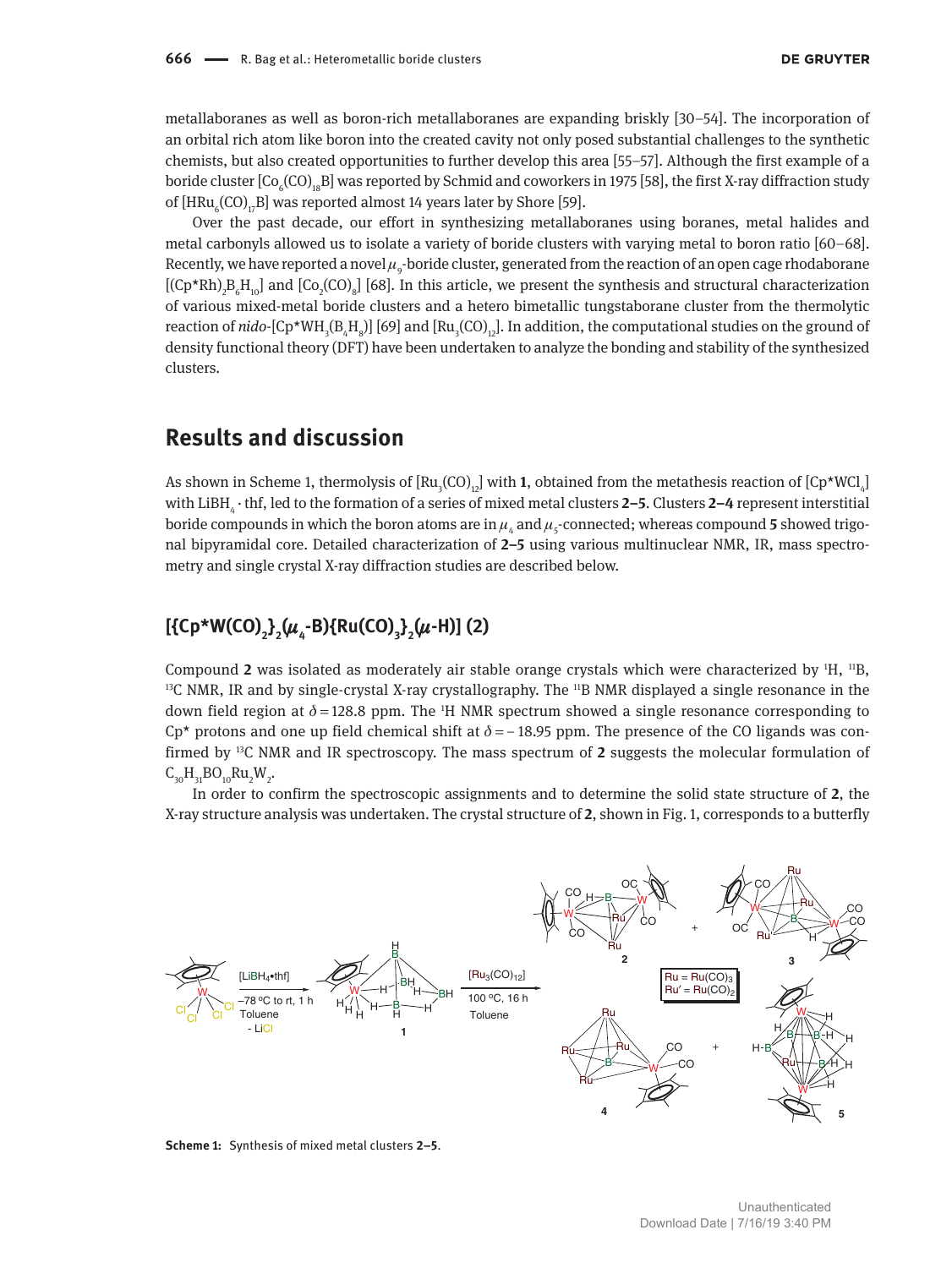metallaboranes as well as boron-rich metallaboranes are expanding briskly [30–54]. The incorporation of an orbital rich atom like boron into the created cavity not only posed substantial challenges to the synthetic chemists, but also created opportunities to further develop this area [55–57]. Although the first example of a boride cluster $[Co_6(CO)_{18}B]$ was reported by Schmid and coworkers in 1975 [58], the first X-ray diffraction study of $[HRu_6(CO)_{17}B]$ was reported almost 14 years later by Shore [59].

Over the past decade, our effort in synthesizing metallaboranes using boranes, metal halides and metal carbonyls allowed us to isolate a variety of boride clusters with varying metal to boron ratio [60–68]. Recently, we have reported a novel $\mu_9$-boride cluster, generated from the reaction of an open cage rhodaborane $[(Cp^*Rh)_2B_6H_{10}]$ and $[Co_2(CO)_8]$ [68]. In this article, we present the synthesis and structural characterization of various mixed-metal boride clusters and a hetero bimetallic tungstaborane cluster from the thermolytic reaction of *nido*-$[Cp^*WH_3(B_4H_8)]$ [69] and $[Ru_3(CO)_{12}]$. In addition, the computational studies on the ground of density functional theory (DFT) have been undertaken to analyze the bonding and stability of the synthesized clusters.

## Results and discussion

As shown in Scheme 1, thermolysis of $[Ru_3(CO)_{12}]$ with **1**, obtained from the metathesis reaction of $[Cp^*WCl_4]$ with $LiBH_4 \cdot thf$, led to the formation of a series of mixed metal clusters **2–5**. Clusters **2–4** represent interstitial boride compounds in which the boron atoms are in $\mu_4$ and $\mu_5$-connected; whereas compound **5** showed trigonal bipyramidal core. Detailed characterization of **2–5** using various multinuclear NMR, IR, mass spectrometry and single crystal X-ray diffraction studies are described below.

### $[\{Cp^*W(CO)_2\}_2(\mu_4\text{-}B)\{Ru(CO)_3\}_2(\mu\text{-}H)]$ (2)

Compound **2** was isolated as moderately air stable orange crystals which were characterized by $^1H$, $^{11}B$, $^{13}C$ NMR, IR and by single-crystal X-ray crystallography. The $^{11}B$ NMR displayed a single resonance in the down field region at $\delta = 128.8$ ppm. The $^1H$ NMR spectrum showed a single resonance corresponding to Cp* protons and one up field chemical shift at $\delta = -18.95$ ppm. The presence of the CO ligands was confirmed by $^{13}C$ NMR and IR spectroscopy. The mass spectrum of **2** suggests the molecular formulation of $C_{30}H_{31}BO_{10}Ru_2W_2$.

In order to confirm the spectroscopic assignments and to determine the solid state structure of **2**, the X-ray structure analysis was undertaken. The crystal structure of **2**, shown in Fig. 1, corresponds to a butterfly

**Scheme 1:** Synthesis of mixed metal clusters **2–5**.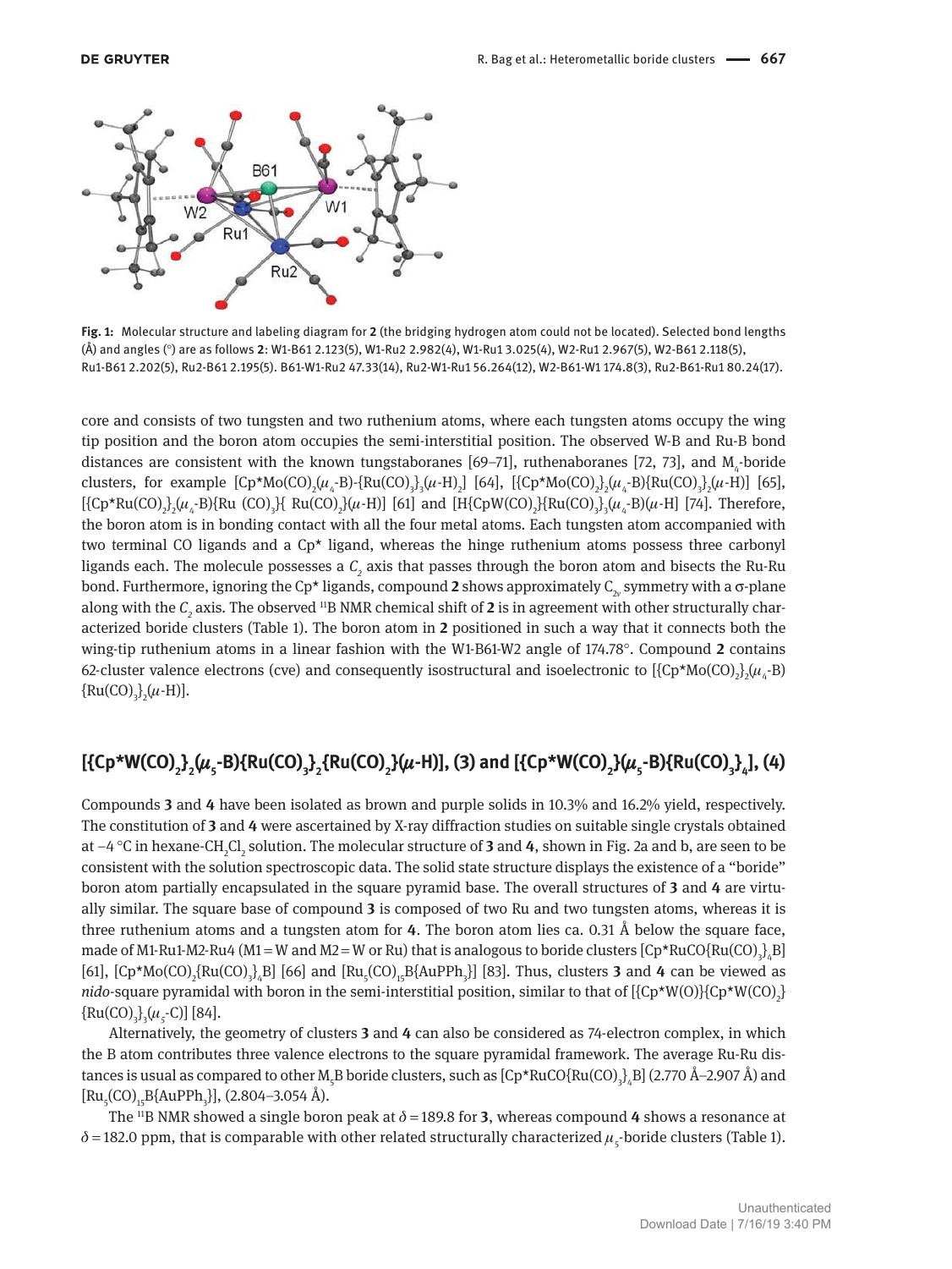**Fig. 1:** Molecular structure and labeling diagram for **2** (the bridging hydrogen atom could not be located). Selected bond lengths (Å) and angles (°) are as follows **2**: W1-B61 2.123(5), W1-Ru2 2.982(4), W1-Ru1 3.025(4), W2-Ru1 2.967(5), W2-B61 2.118(5), Ru1-B61 2.202(5), Ru2-B61 2.195(5). B61-W1-Ru2 47.33(14), Ru2-W1-Ru1 56.264(12), W2-B61-W1 174.8(3), Ru2-B61-Ru1 80.24(17).

core and consists of two tungsten and two ruthenium atoms, where each tungsten atoms occupy the wing tip position and the boron atom occupies the semi-interstitial position. The observed W-B and Ru-B bond distances are consistent with the known tungstaboranes [69–71], ruthenaboranes [72, 73], and $M_4$-boride clusters, for example $[Cp^{*}Mo(CO)_2(\mu_4\text{-}B)\text{-}\{Ru(CO)_3\}_3(\mu\text{-}H)_2]$ [64], $[\{Cp^{*}Mo(CO)_2\}_2(\mu_4\text{-}B)\{Ru(CO)_3\}_2(\mu\text{-}H)]$ [65], $[\{Cp^{*}Ru(CO)_2\}_2(\mu_4\text{-}B)\{Ru\ (CO)_3\}\{\ Ru(CO)_2\}(\mu\text{-}H)]$ [61] and $[H\{CpW(CO)_2\}\{Ru(CO)_3\}_3(\mu_4\text{-}B)(\mu\text{-}H]$ [74]. Therefore, the boron atom is in bonding contact with all the four metal atoms. Each tungsten atom accompanied with two terminal CO ligands and a Cp* ligand, whereas the hinge ruthenium atoms possess three carbonyl ligands each. The molecule possesses a $C_2$ axis that passes through the boron atom and bisects the Ru-Ru bond. Furthermore, ignoring the Cp* ligands, compound **2** shows approximately $C_{2v}$ symmetry with a σ-plane along with the $C_2$ axis. The observed $^{11}B$ NMR chemical shift of **2** is in agreement with other structurally characterized boride clusters (Table 1). The boron atom in **2** positioned in such a way that it connects both the wing-tip ruthenium atoms in a linear fashion with the W1-B61-W2 angle of 174.78°. Compound **2** contains 62-cluster valence electrons (cve) and consequently isostructural and isoelectronic to $[\{Cp^{*}Mo(CO)_2\}_2(\mu_4\text{-}B)\{Ru(CO)_3\}_2(\mu\text{-}H)]$.

## $[\{Cp^{*}W(CO)_2\}_2(\mu_5\text{-}B)\{Ru(CO)_3\}_2\{Ru(CO)_2\}(\mu\text{-}H)]$, (3) and $[\{Cp^{*}W(CO)_2\}(\mu_5\text{-}B)\{Ru(CO)_3\}_4]$, (4)

Compounds **3** and **4** have been isolated as brown and purple solids in 10.3% and 16.2% yield, respectively. The constitution of **3** and **4** were ascertained by X-ray diffraction studies on suitable single crystals obtained at −4 °C in hexane-$CH_2Cl_2$ solution. The molecular structure of **3** and **4**, shown in Fig. 2a and b, are seen to be consistent with the solution spectroscopic data. The solid state structure displays the existence of a "boride" boron atom partially encapsulated in the square pyramid base. The overall structures of **3** and **4** are virtually similar. The square base of compound **3** is composed of two Ru and two tungsten atoms, whereas it is three ruthenium atoms and a tungsten atom for **4**. The boron atom lies ca. 0.31 Å below the square face, made of M1-Ru1-M2-Ru4 (M1 = W and M2 = W or Ru) that is analogous to boride clusters $[Cp^{*}RuCO\{Ru(CO)_3\}_4B]$ [61], $[Cp^{*}Mo(CO)_2\{Ru(CO)_3\}_4B]$ [66] and $[Ru_5(CO)_{15}B\{AuPPh_3\}]$ [83]. Thus, clusters **3** and **4** can be viewed as *nido*-square pyramidal with boron in the semi-interstitial position, similar to that of $[\{Cp^{*}W(O)\}\{Cp^{*}W(CO)_2\}\{Ru(CO)_3\}_3(\mu_5\text{-}C)]$ [84].

Alternatively, the geometry of clusters **3** and **4** can also be considered as 74-electron complex, in which the B atom contributes three valence electrons to the square pyramidal framework. The average Ru-Ru distances is usual as compared to other $M_5B$ boride clusters, such as $[Cp^{*}RuCO\{Ru(CO)_3\}_4B]$ (2.770 Å–2.907 Å) and $[Ru_5(CO)_{15}B\{AuPPh_3\}]$, (2.804–3.054 Å).

The $^{11}B$ NMR showed a single boron peak at $\delta = 189.8$ for **3**, whereas compound **4** shows a resonance at $\delta = 182.0$ ppm, that is comparable with other related structurally characterized $\mu_5$-boride clusters (Table 1).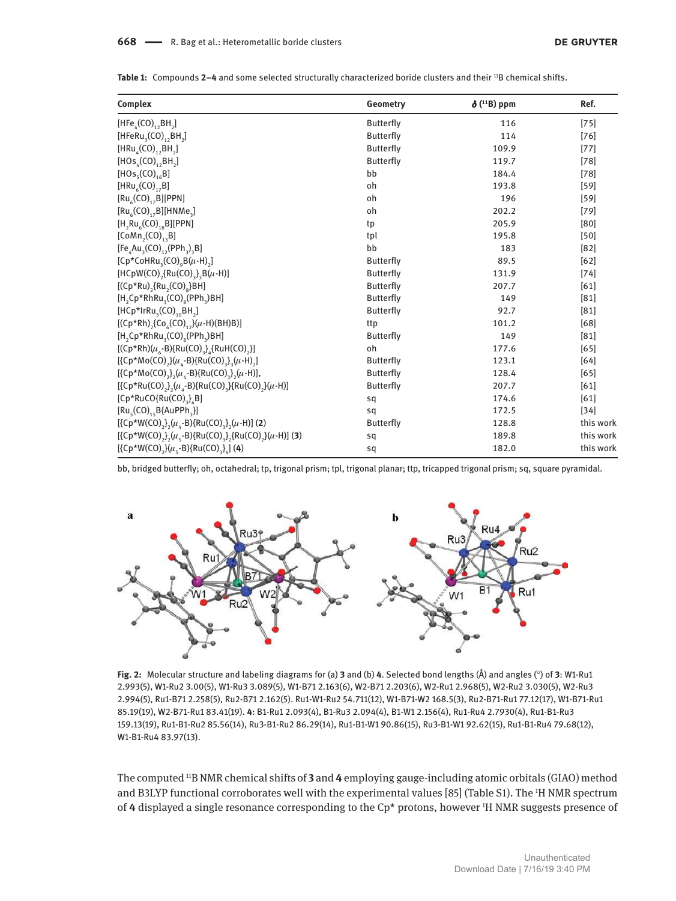**Table 1:** Compounds **2–4** and some selected structurally characterized boride clusters and their $^{11}$B chemical shifts.

| Complex | Geometry | $\delta$ ($^{11}$B) ppm | Ref. |
|---|---|---|---|
| $[HFe_4(CO)_{12}BH_2]$ | Butterfly | 116 | [75] |
| $[HFeRu_3(CO)_{12}BH_2]$ | Butterfly | 114 | [76] |
| $[HRu_4(CO)_{12}BH_2]$ | Butterfly | 109.9 | [77] |
| $[HOs_4(CO)_{12}BH_2]$ | Butterfly | 119.7 | [78] |
| $[HOs_5(CO)_{16}B]$ | bb | 184.4 | [78] |
| $[HRu_6(CO)_{17}B]$ | oh | 193.8 | [59] |
| $[Ru_6(CO)_{17}B][PPN]$ | oh | 196 | [59] |
| $[Ru_6(CO)_{17}B][HNMe_3]$ | oh | 202.2 | [79] |
| $[H_2Ru_6(CO)_{18}B][PPN]$ | tp | 205.9 | [80] |
| $[CoMn_2(CO)_{13}B]$ | tpl | 195.8 | [50] |
| $[Fe_4Au_3(CO)_{12}(PPh_3)_3B]$ | bb | 183 | [82] |
| $[Cp^*CoHRu_3(CO)_9B(\mu\text{-}H)_2]$ | Butterfly | 89.5 | [62] |
| $[HCpW(CO)_2\{Ru(CO)_3\}_3B(\mu\text{-}H)]$ | Butterfly | 131.9 | [74] |
| $[(Cp^*Ru)_2\{Ru_2(CO)_8\}BH]$ | Butterfly | 207.7 | [61] |
| $[H_2Cp^*RhRu_3(CO)_8(PPh_3)BH]$ | Butterfly | 149 | [81] |
| $[HCp^*IrRu_3(CO)_{10}BH_2]$ | Butterfly | 92.7 | [81] |
| $[(Cp^*Rh)_2\{Co_6(CO)_{12}\}(\mu\text{-}H)(BH)B)]$ | ttp | 101.2 | [68] |
| $[H_2Cp^*RhRu_3(CO)_8(PPh_3)BH]$ | Butterfly | 149 | [81] |
| $[(Cp^*Rh)(\mu_6\text{-}B)\{Ru(CO)_3\}_4\{RuH(CO)_2\}]$ | oh | 177.6 | [65] |
| $[\{Cp^*Mo(CO)_2\}(\mu_4\text{-}B)\{Ru(CO)_3\}_3(\mu\text{-}H)_2]$ | Butterfly | 123.1 | [64] |
| $[\{Cp^*Mo(CO)_2\}_2(\mu_4\text{-}B)\{Ru(CO)_3\}_2(\mu\text{-}H)]$, | Butterfly | 128.4 | [65] |
| $[\{Cp^*Ru(CO)_2\}_2(\mu_4\text{-}B)\{Ru(CO)_3\}\{Ru(CO)_2\}(\mu\text{-}H)]$ | Butterfly | 207.7 | [61] |
| $[Cp^*RuCO\{Ru(CO)_3\}_4B]$ | sq | 174.6 | [61] |
| $[Ru_5(CO)_{15}B\{AuPPh_3\}]$ | sq | 172.5 | [34] |
| $[\{Cp^*W(CO)_2\}_2(\mu_4\text{-}B)\{Ru(CO)_3\}_2(\mu\text{-}H)]$ (**2**) | Butterfly | 128.8 | this work |
| $[\{Cp^*W(CO)_2\}_2(\mu_5\text{-}B)\{Ru(CO)_3\}_2\{Ru(CO)_2\}(\mu\text{-}H)]$ (**3**) | sq | 189.8 | this work |
| $[\{Cp^*W(CO)_2\}(\mu_5\text{-}B)\{Ru(CO)_3\}_4]$ (**4**) | sq | 182.0 | this work |

bb, bridged butterfly; oh, octahedral; tp, trigonal prism; tpl, trigonal planar; ttp, tricapped trigonal prism; sq, square pyramidal.

**Fig. 2:** Molecular structure and labeling diagrams for (a) **3** and (b) **4**. Selected bond lengths (Å) and angles (°) of **3**: W1-Ru1 2.993(5), W1-Ru2 3.00(5), W1-Ru3 3.089(5), W1-B71 2.163(6), W2-B71 2.203(6), W2-Ru1 2.968(5), W2-Ru2 3.030(5), W2-Ru3 2.994(5), Ru1-B71 2.258(5), Ru2-B71 2.162(5). Ru1-W1-Ru2 54.711(12), W1-B71-W2 168.5(3), Ru2-B71-Ru1 77.12(17), W1-B71-Ru1 85.19(19), W2-B71-Ru1 83.41(19). **4**: B1-Ru1 2.093(4), B1-Ru3 2.094(4), B1-W1 2.156(4), Ru1-Ru4 2.7930(4), Ru1-B1-Ru3 159.13(19), Ru1-B1-Ru2 85.56(14), Ru3-B1-Ru2 86.29(14), Ru1-B1-W1 90.86(15), Ru3-B1-W1 92.62(15), Ru1-B1-Ru4 79.68(12), W1-B1-Ru4 83.97(13).

The computed $^{11}$B NMR chemical shifts of **3** and **4** employing gauge-including atomic orbitals (GIAO) method and B3LYP functional corroborates well with the experimental values [85] (Table S1). The $^{1}$H NMR spectrum of **4** displayed a single resonance corresponding to the Cp* protons, however $^{1}$H NMR suggests presence of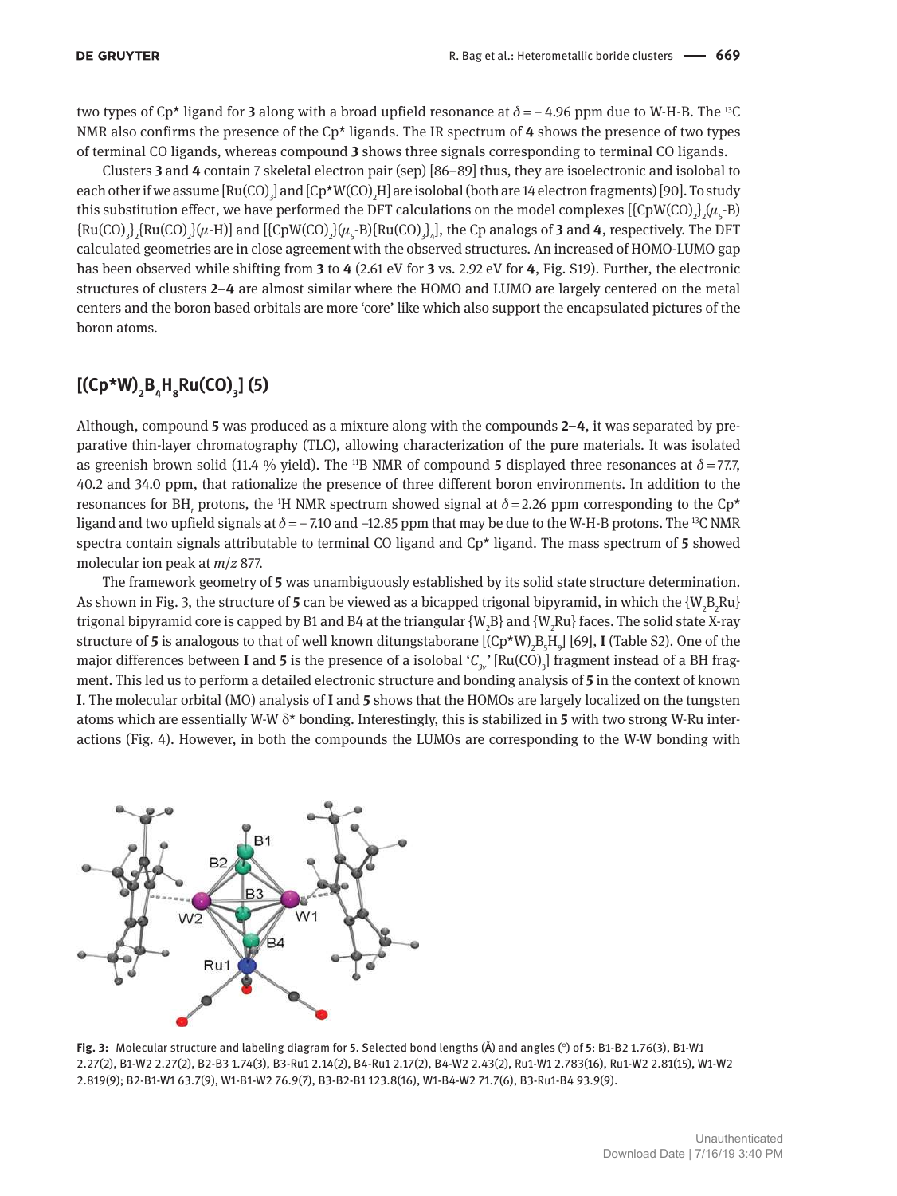two types of Cp* ligand for **3** along with a broad upfield resonance at $\delta = -4.96$ ppm due to W-H-B. The $^{13}$C NMR also confirms the presence of the Cp* ligands. The IR spectrum of **4** shows the presence of two types of terminal CO ligands, whereas compound **3** shows three signals corresponding to terminal CO ligands.

Clusters **3** and **4** contain 7 skeletal electron pair (sep) [86–89] thus, they are isoelectronic and isolobal to each other if we assume $[Ru(CO)_3]$ and $[Cp^*W(CO)_2H]$ are isolobal (both are 14 electron fragments) [90]. To study this substitution effect, we have performed the DFT calculations on the model complexes $[\{CpW(CO)_2\}_2(\mu_5\text{-}B)\{Ru(CO)_3\}_2\{Ru(CO)_2\}(\mu\text{-}H)]$ and $[\{CpW(CO)_2\}(\mu_5\text{-}B)\{Ru(CO)_3\}_4]$, the Cp analogs of **3** and **4**, respectively. The DFT calculated geometries are in close agreement with the observed structures. An increased of HOMO-LUMO gap has been observed while shifting from **3** to **4** (2.61 eV for **3** vs. 2.92 eV for **4**, Fig. S19). Further, the electronic structures of clusters **2–4** are almost similar where the HOMO and LUMO are largely centered on the metal centers and the boron based orbitals are more 'core' like which also support the encapsulated pictures of the boron atoms.

## $[(Cp^*W)_2B_4H_8Ru(CO)_3]$ (5)

Although, compound **5** was produced as a mixture along with the compounds **2–4**, it was separated by preparative thin-layer chromatography (TLC), allowing characterization of the pure materials. It was isolated as greenish brown solid (11.4 % yield). The $^{11}$B NMR of compound **5** displayed three resonances at $\delta = 77.7$, 40.2 and 34.0 ppm, that rationalize the presence of three different boron environments. In addition to the resonances for $BH_t$ protons, the $^1$H NMR spectrum showed signal at $\delta = 2.26$ ppm corresponding to the Cp* ligand and two upfield signals at $\delta = -7.10$ and $-12.85$ ppm that may be due to the W-H-B protons. The $^{13}$C NMR spectra contain signals attributable to terminal CO ligand and Cp* ligand. The mass spectrum of **5** showed molecular ion peak at *m/z* 877.

The framework geometry of **5** was unambiguously established by its solid state structure determination. As shown in Fig. 3, the structure of **5** can be viewed as a bicapped trigonal bipyramid, in which the $\{W_2B_2Ru\}$ trigonal bipyramid core is capped by B1 and B4 at the triangular $\{W_2B\}$ and $\{W_2Ru\}$ faces. The solid state X-ray structure of **5** is analogous to that of well known ditungstaborane $[(Cp^*W)_2B_5H_9]$ [69], **I** (Table S2). One of the major differences between **I** and **5** is the presence of a isolobal '$C_{3v}$' $[Ru(CO)_3]$ fragment instead of a BH fragment. This led us to perform a detailed electronic structure and bonding analysis of **5** in the context of known **I**. The molecular orbital (MO) analysis of **I** and **5** shows that the HOMOs are largely localized on the tungsten atoms which are essentially W-W δ* bonding. Interestingly, this is stabilized in **5** with two strong W-Ru interactions (Fig. 4). However, in both the compounds the LUMOs are corresponding to the W-W bonding with

**Fig. 3:** Molecular structure and labeling diagram for **5**. Selected bond lengths (Å) and angles (°) of **5**: B1-B2 1.76(3), B1-W1 2.27(2), B1-W2 2.27(2), B2-B3 1.74(3), B3-Ru1 2.14(2), B4-Ru1 2.17(2), B4-W2 2.43(2), Ru1-W1 2.783(16), Ru1-W2 2.81(15), W1-W2 2.819(9); B2-B1-W1 63.7(9), W1-B1-W2 76.9(7), B3-B2-B1 123.8(16), W1-B4-W2 71.7(6), B3-Ru1-B4 93.9(9).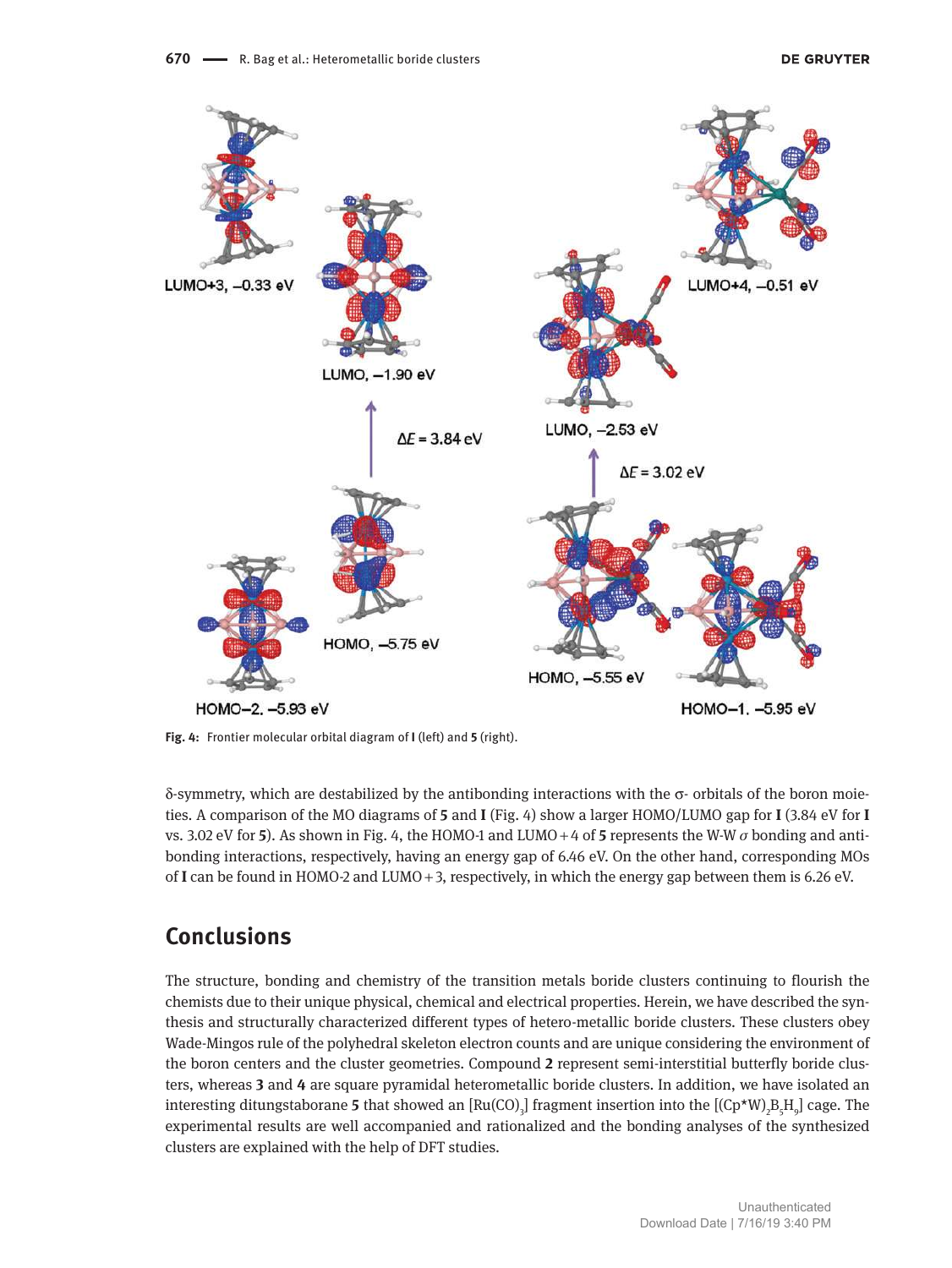Fig. 4: Frontier molecular orbital diagram of **I** (left) and **5** (right).

δ-symmetry, which are destabilized by the antibonding interactions with the σ- orbitals of the boron moieties. A comparison of the MO diagrams of **5** and **I** (Fig. 4) show a larger HOMO/LUMO gap for **I** (3.84 eV for **I** vs. 3.02 eV for **5**). As shown in Fig. 4, the HOMO-1 and LUMO + 4 of **5** represents the W-W $\sigma$ bonding and antibonding interactions, respectively, having an energy gap of 6.46 eV. On the other hand, corresponding MOs of **I** can be found in HOMO-2 and LUMO + 3, respectively, in which the energy gap between them is 6.26 eV.

## Conclusions

The structure, bonding and chemistry of the transition metals boride clusters continuing to flourish the chemists due to their unique physical, chemical and electrical properties. Herein, we have described the synthesis and structurally characterized different types of hetero-metallic boride clusters. These clusters obey Wade-Mingos rule of the polyhedral skeleton electron counts and are unique considering the environment of the boron centers and the cluster geometries. Compound **2** represent semi-interstitial butterfly boride clusters, whereas **3** and **4** are square pyramidal heterometallic boride clusters. In addition, we have isolated an interesting ditungstaborane **5** that showed an $[Ru(CO)_3]$ fragment insertion into the $[(Cp^{*}W)_2B_5H_9]$ cage. The experimental results are well accompanied and rationalized and the bonding analyses of the synthesized clusters are explained with the help of DFT studies.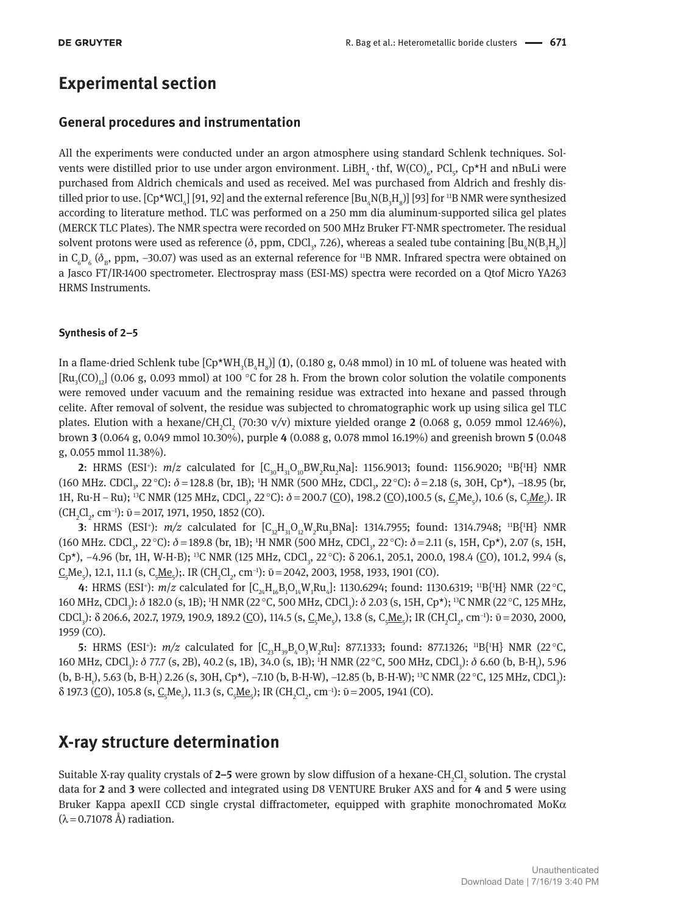## Experimental section

### General procedures and instrumentation

All the experiments were conducted under an argon atmosphere using standard Schlenk techniques. Solvents were distilled prior to use under argon environment. $LiBH_4 \cdot thf$, $W(CO)_6$, $PCl_5$, Cp*H and nBuLi were purchased from Aldrich chemicals and used as received. MeI was purchased from Aldrich and freshly distilled prior to use. [$Cp^*WCl_4$] [91, 92] and the external reference [$Bu_4N(B_3H_8)$] [93] for $^{11}B$ NMR were synthesized according to literature method. TLC was performed on a 250 mm dia aluminum-supported silica gel plates (MERCK TLC Plates). The NMR spectra were recorded on 500 MHz Bruker FT-NMR spectrometer. The residual solvent protons were used as reference (δ, ppm, $CDCl_3$, 7.26), whereas a sealed tube containing [$Bu_4N(B_3H_8)$] in $C_6D_6$ ($\delta_B$, ppm, –30.07) was used as an external reference for $^{11}B$ NMR. Infrared spectra were obtained on a Jasco FT/IR-1400 spectrometer. Electrospray mass (ESI-MS) spectra were recorded on a Qtof Micro YA263 HRMS Instruments.

#### Synthesis of 2–5

In a flame-dried Schlenk tube [$Cp^*WH_3(B_4H_8)$] (**1**), (0.180 g, 0.48 mmol) in 10 mL of toluene was heated with [$Ru_3(CO)_{12}$] (0.06 g, 0.093 mmol) at 100 °C for 28 h. From the brown color solution the volatile components were removed under vacuum and the remaining residue was extracted into hexane and passed through celite. After removal of solvent, the residue was subjected to chromatographic work up using silica gel TLC plates. Elution with a hexane/$CH_2Cl_2$ (70:30 v/v) mixture yielded orange **2** (0.068 g, 0.059 mmol 12.46%), brown **3** (0.064 g, 0.049 mmol 10.30%), purple **4** (0.088 g, 0.078 mmol 16.19%) and greenish brown **5** (0.048 g, 0.055 mmol 11.38%).

**2**: HRMS (ESI$^+$): *m/z* calculated for [$C_{30}H_{31}O_{10}BW_2Ru_2Na$]: 1156.9013; found: 1156.9020; $^{11}B\{^1H\}$ NMR (160 MHz. $CDCl_3$, 22 °C): δ = 128.8 (br, 1B); $^1H$ NMR (500 MHz, $CDCl_3$, 22 °C): δ = 2.18 (s, 30H, Cp*), –18.95 (br, 1H, Ru-H – Ru); $^{13}C$ NMR (125 MHz, $CDCl_3$, 22 °C): δ = 200.7 (<u>C</u>O), 198.2 (<u>C</u>O),100.5 (s, <u>$C_5$</u>Me$_5$), 10.6 (s, $C_5$<u>Me$_5$</u>). IR ($CH_2Cl_2$, cm$^{-1}$): ῡ = 2017, 1971, 1950, 1852 (CO).

**3**: HRMS (ESI$^+$): *m/z* calculated for [$C_{32}H_{31}O_{12}W_2Ru_3BNa$]: 1314.7955; found: 1314.7948; $^{11}B\{^1H\}$ NMR (160 MHz. $CDCl_3$, 22 °C): δ = 189.8 (br, 1B); $^1H$ NMR (500 MHz, $CDCl_3$, 22 °C): δ = 2.11 (s, 15H, Cp*), 2.07 (s, 15H, Cp*), –4.96 (br, 1H, W-H-B); $^{13}C$ NMR (125 MHz, $CDCl_3$, 22 °C): δ 206.1, 205.1, 200.0, 198.4 (<u>C</u>O), 101.2, 99.4 (s, <u>$C_5$</u>Me$_5$), 12.1, 11.1 (s, $C_5$<u>Me$_5$</u>);. IR ($CH_2Cl_2$, cm$^{-1}$): ῡ = 2042, 2003, 1958, 1933, 1901 (CO).

**4**: HRMS (ESI$^+$): *m/z* calculated for [$C_{24}H_{16}B_1O_{14}W_1Ru_4$]: 1130.6294; found: 1130.6319; $^{11}B\{^1H\}$ NMR (22 °C, 160 MHz, $CDCl_3$): δ 182.0 (s, 1B); $^1H$ NMR (22 °C, 500 MHz, $CDCl_3$): δ 2.03 (s, 15H, Cp*); $^{13}C$ NMR (22 °C, 125 MHz, $CDCl_3$): δ 206.6, 202.7, 197.9, 190.9, 189.2 (<u>C</u>O), 114.5 (s, <u>$C_5$</u>Me$_5$), 13.8 (s, $C_5$<u>Me$_5$</u>); IR ($CH_2Cl_2$, cm$^{-1}$): ῡ = 2030, 2000, 1959 (CO).

**5**: HRMS (ESI$^+$): *m/z* calculated for [$C_{23}H_{39}B_4O_3W_2Ru$]: 877.1333; found: 877.1326; $^{11}B\{^1H\}$ NMR (22 °C, 160 MHz, $CDCl_3$): δ 77.7 (s, 2B), 40.2 (s, 1B), 34.0 (s, 1B); $^1H$ NMR (22 °C, 500 MHz, $CDCl_3$): δ 6.60 (b, B-H$_t$), 5.96 (b, B-H$_t$), 5.63 (b, B-H$_t$) 2.26 (s, 30H, Cp*), –7.10 (b, B-H-W), –12.85 (b, B-H-W); $^{13}C$ NMR (22 °C, 125 MHz, $CDCl_3$): δ 197.3 (<u>C</u>O), 105.8 (s, <u>$C_5$</u>Me$_5$), 11.3 (s, $C_5$<u>Me$_5$</u>); IR ($CH_2Cl_2$, cm$^{-1}$): ῡ = 2005, 1941 (CO).

## X-ray structure determination

Suitable X-ray quality crystals of **2–5** were grown by slow diffusion of a hexane-$CH_2Cl_2$ solution. The crystal data for **2** and **3** were collected and integrated using D8 VENTURE Bruker AXS and for **4** and **5** were using Bruker Kappa apexII CCD single crystal diffractometer, equipped with graphite monochromated MoKα (λ = 0.71078 Å) radiation.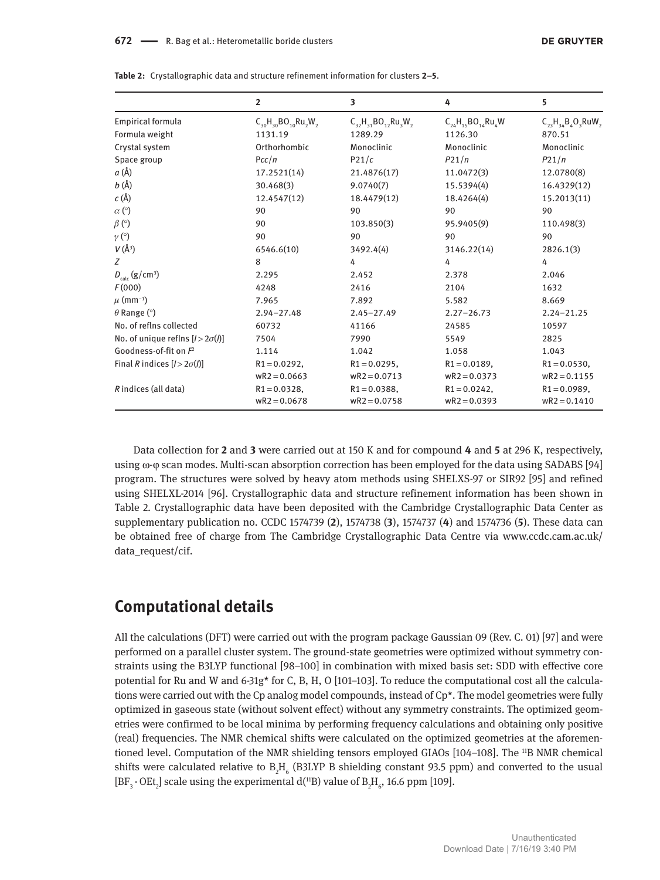**Table 2:** Crystallographic data and structure refinement information for clusters **2–5**.

| | **2** | **3** | **4** | **5** |
|---|---|---|---|---|
| Empirical formula | $C_{30}H_{30}BO_{10}Ru_2W_2$ | $C_{32}H_{31}BO_{12}Ru_3W_2$ | $C_{24}H_{15}BO_{14}Ru_4W$ | $C_{23}H_{34}B_4O_3RuW_2$ |
| Formula weight | 1131.19 | 1289.29 | 1126.30 | 870.51 |
| Crystal system | Orthorhombic | Monoclinic | Monoclinic | Monoclinic |
| Space group | P*cc*/*n* | P21/*c* | *P*21/*n* | *P*21/*n* |
| *a* (Å) | 17.2521(14) | 21.4876(17) | 11.0472(3) | 12.0780(8) |
| *b* (Å) | 30.468(3) | 9.0740(7) | 15.5394(4) | 16.4329(12) |
| *c* (Å) | 12.4547(12) | 18.4479(12) | 18.4264(4) | 15.2013(11) |
| $\alpha$ (°) | 90 | 90 | 90 | 90 |
| $\beta$ (°) | 90 | 103.850(3) | 95.9405(9) | 110.498(3) |
| $\gamma$ (°) | 90 | 90 | 90 | 90 |
| *V* (Å$^3$) | 6546.6(10) | 3492.4(4) | 3146.22(14) | 2826.1(3) |
| *Z* | 8 | 4 | 4 | 4 |
| $D_{calc}$ (g/cm$^3$) | 2.295 | 2.452 | 2.378 | 2.046 |
| *F*(000) | 4248 | 2416 | 2104 | 1632 |
| $\mu$ (mm$^{-1}$) | 7.965 | 7.892 | 5.582 | 8.669 |
| $\theta$ Range (°) | 2.94–27.48 | 2.45–27.49 | 2.27–26.73 | 2.24–21.25 |
| No. of reflns collected | 60732 | 41166 | 24585 | 10597 |
| No. of unique reflns [$I > 2\sigma(I)$] | 7504 | 7990 | 5549 | 2825 |
| Goodness-of-fit on $F^2$ | 1.114 | 1.042 | 1.058 | 1.043 |
| Final *R* indices [$I > 2\sigma(I)$] | R1 = 0.0292, wR2 = 0.0663 | R1 = 0.0295, wR2 = 0.0713 | R1 = 0.0189, wR2 = 0.0373 | R1 = 0.0530, wR2 = 0.1155 |
| *R* indices (all data) | R1 = 0.0328, wR2 = 0.0678 | R1 = 0.0388, wR2 = 0.0758 | R1 = 0.0242, wR2 = 0.0393 | R1 = 0.0989, wR2 = 0.1410 |

Data collection for **2** and **3** were carried out at 150 K and for compound **4** and **5** at 296 K, respectively, using ω-φ scan modes. Multi-scan absorption correction has been employed for the data using SADABS [94] program. The structures were solved by heavy atom methods using SHELXS-97 or SIR92 [95] and refined using SHELXL-2014 [96]. Crystallographic data and structure refinement information has been shown in Table 2. Crystallographic data have been deposited with the Cambridge Crystallographic Data Center as supplementary publication no. CCDC 1574739 (**2**), 1574738 (**3**), 1574737 (**4**) and 1574736 (**5**). These data can be obtained free of charge from The Cambridge Crystallographic Data Centre via www.ccdc.cam.ac.uk/data_request/cif.

## Computational details

All the calculations (DFT) were carried out with the program package Gaussian 09 (Rev. C. 01) [97] and were performed on a parallel cluster system. The ground-state geometries were optimized without symmetry constraints using the B3LYP functional [98–100] in combination with mixed basis set: SDD with effective core potential for Ru and W and 6-31g* for C, B, H, O [101–103]. To reduce the computational cost all the calculations were carried out with the Cp analog model compounds, instead of Cp*. The model geometries were fully optimized in gaseous state (without solvent effect) without any symmetry constraints. The optimized geometries were confirmed to be local minima by performing frequency calculations and obtaining only positive (real) frequencies. The NMR chemical shifts were calculated on the optimized geometries at the aforementioned level. Computation of the NMR shielding tensors employed GIAOs [104–108]. The $^{11}$B NMR chemical shifts were calculated relative to $B_2H_6$ (B3LYP B shielding constant 93.5 ppm) and converted to the usual [$BF_3 \cdot OEt_2$] scale using the experimental d($^{11}$B) value of $B_2H_6$, 16.6 ppm [109].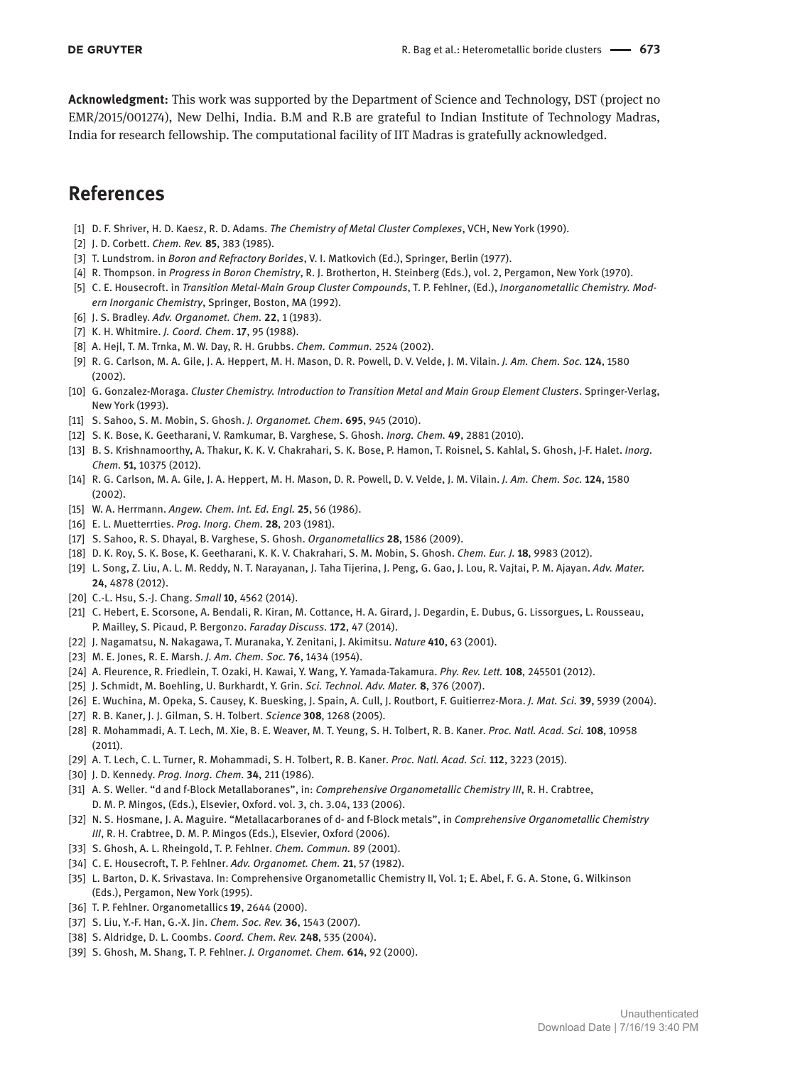**Acknowledgment:** This work was supported by the Department of Science and Technology, DST (project no EMR/2015/001274), New Delhi, India. B.M and R.B are grateful to Indian Institute of Technology Madras, India for research fellowship. The computational facility of IIT Madras is gratefully acknowledged.

## References

[1] D. F. Shriver, H. D. Kaesz, R. D. Adams. *The Chemistry of Metal Cluster Complexes*, VCH, New York (1990).
[2] J. D. Corbett. *Chem. Rev.* **85**, 383 (1985).
[3] T. Lundstrom. in *Boron and Refractory Borides*, V. I. Matkovich (Ed.), Springer, Berlin (1977).
[4] R. Thompson. in *Progress in Boron Chemistry*, R. J. Brotherton, H. Steinberg (Eds.), vol. 2, Pergamon, New York (1970).
[5] C. E. Housecroft. in *Transition Metal-Main Group Cluster Compounds*, T. P. Fehlner, (Ed.), *Inorganometallic Chemistry. Modern Inorganic Chemistry*, Springer, Boston, MA (1992).
[6] J. S. Bradley. *Adv. Organomet. Chem.* **22**, 1 (1983).
[7] K. H. Whitmire. *J. Coord. Chem*. **17**, 95 (1988).
[8] A. Hejl, T. M. Trnka, M. W. Day, R. H. Grubbs. *Chem. Commun.* 2524 (2002).
[9] R. G. Carlson, M. A. Gile, J. A. Heppert, M. H. Mason, D. R. Powell, D. V. Velde, J. M. Vilain. *J. Am. Chem. Soc.* **124**, 1580 (2002).
[10] G. Gonzalez-Moraga. *Cluster Chemistry. Introduction to Transition Metal and Main Group Element Clusters*. Springer-Verlag, New York (1993).
[11] S. Sahoo, S. M. Mobin, S. Ghosh. *J. Organomet. Chem*. **695**, 945 (2010).
[12] S. K. Bose, K. Geetharani, V. Ramkumar, B. Varghese, S. Ghosh. *Inorg. Chem.* **49**, 2881 (2010).
[13] B. S. Krishnamoorthy, A. Thakur, K. K. V. Chakrahari, S. K. Bose, P. Hamon, T. Roisnel, S. Kahlal, S. Ghosh, J-F. Halet. *Inorg. Chem*. **51**, 10375 (2012).
[14] R. G. Carlson, M. A. Gile, J. A. Heppert, M. H. Mason, D. R. Powell, D. V. Velde, J. M. Vilain. *J. Am. Chem. Soc*. **124**, 1580 (2002).
[15] W. A. Herrmann. *Angew. Chem. Int. Ed. Engl.* **25**, 56 (1986).
[16] E. L. Muetterrties. *Prog. Inorg. Chem.* **28**, 203 (1981).
[17] S. Sahoo, R. S. Dhayal, B. Varghese, S. Ghosh. *Organometallics* **28**, 1586 (2009).
[18] D. K. Roy, S. K. Bose, K. Geetharani, K. K. V. Chakrahari, S. M. Mobin, S. Ghosh. *Chem. Eur. J.* **18**, 9983 (2012).
[19] L. Song, Z. Liu, A. L. M. Reddy, N. T. Narayanan, J. Taha Tijerina, J. Peng, G. Gao, J. Lou, R. Vajtai, P. M. Ajayan. *Adv. Mater.* **24**, 4878 (2012).
[20] C.-L. Hsu, S.-J. Chang. *Small* **10**, 4562 (2014).
[21] C. Hebert, E. Scorsone, A. Bendali, R. Kiran, M. Cottance, H. A. Girard, J. Degardin, E. Dubus, G. Lissorgues, L. Rousseau, P. Mailley, S. Picaud, P. Bergonzo. *Faraday Discuss.* **172**, 47 (2014).
[22] J. Nagamatsu, N. Nakagawa, T. Muranaka, Y. Zenitani, J. Akimitsu. *Nature* **410**, 63 (2001).
[23] M. E. Jones, R. E. Marsh. *J. Am. Chem. Soc.* **76**, 1434 (1954).
[24] A. Fleurence, R. Friedlein, T. Ozaki, H. Kawai, Y. Wang, Y. Yamada-Takamura. *Phy. Rev. Lett.* **108**, 245501 (2012).
[25] J. Schmidt, M. Boehling, U. Burkhardt, Y. Grin. *Sci. Technol. Adv. Mater.* **8**, 376 (2007).
[26] E. Wuchina, M. Opeka, S. Causey, K. Buesking, J. Spain, A. Cull, J. Routbort, F. Guitierrez-Mora. *J. Mat. Sci.* **39**, 5939 (2004).
[27] R. B. Kaner, J. J. Gilman, S. H. Tolbert. *Science* **308**, 1268 (2005).
[28] R. Mohammadi, A. T. Lech, M. Xie, B. E. Weaver, M. T. Yeung, S. H. Tolbert, R. B. Kaner. *Proc. Natl. Acad. Sci.* **108**, 10958 (2011).
[29] A. T. Lech, C. L. Turner, R. Mohammadi, S. H. Tolbert, R. B. Kaner. *Proc. Natl. Acad. Sci.* **112**, 3223 (2015).
[30] J. D. Kennedy. *Prog. Inorg. Chem.* **34**, 211 (1986).
[31] A. S. Weller. "d and f-Block Metallaboranes", in: *Comprehensive Organometallic Chemistry III*, R. H. Crabtree, D. M. P. Mingos, (Eds.), Elsevier, Oxford. vol. 3, ch. 3.04, 133 (2006).
[32] N. S. Hosmane, J. A. Maguire. "Metallacarboranes of d- and f-Block metals", in *Comprehensive Organometallic Chemistry III*, R. H. Crabtree, D. M. P. Mingos (Eds.), Elsevier, Oxford (2006).
[33] S. Ghosh, A. L. Rheingold, T. P. Fehlner. *Chem. Commun.* 89 (2001).
[34] C. E. Housecroft, T. P. Fehlner. *Adv. Organomet. Chem.* **21**, 57 (1982).
[35] L. Barton, D. K. Srivastava. In: Comprehensive Organometallic Chemistry II, Vol. 1; E. Abel, F. G. A. Stone, G. Wilkinson (Eds.), Pergamon, New York (1995).
[36] T. P. Fehlner. Organometallics **19**, 2644 (2000).
[37] S. Liu, Y.-F. Han, G.-X. Jin. *Chem. Soc. Rev.* **36**, 1543 (2007).
[38] S. Aldridge, D. L. Coombs. *Coord. Chem. Rev.* **248**, 535 (2004).
[39] S. Ghosh, M. Shang, T. P. Fehlner. *J. Organomet. Chem.* **614**, 92 (2000).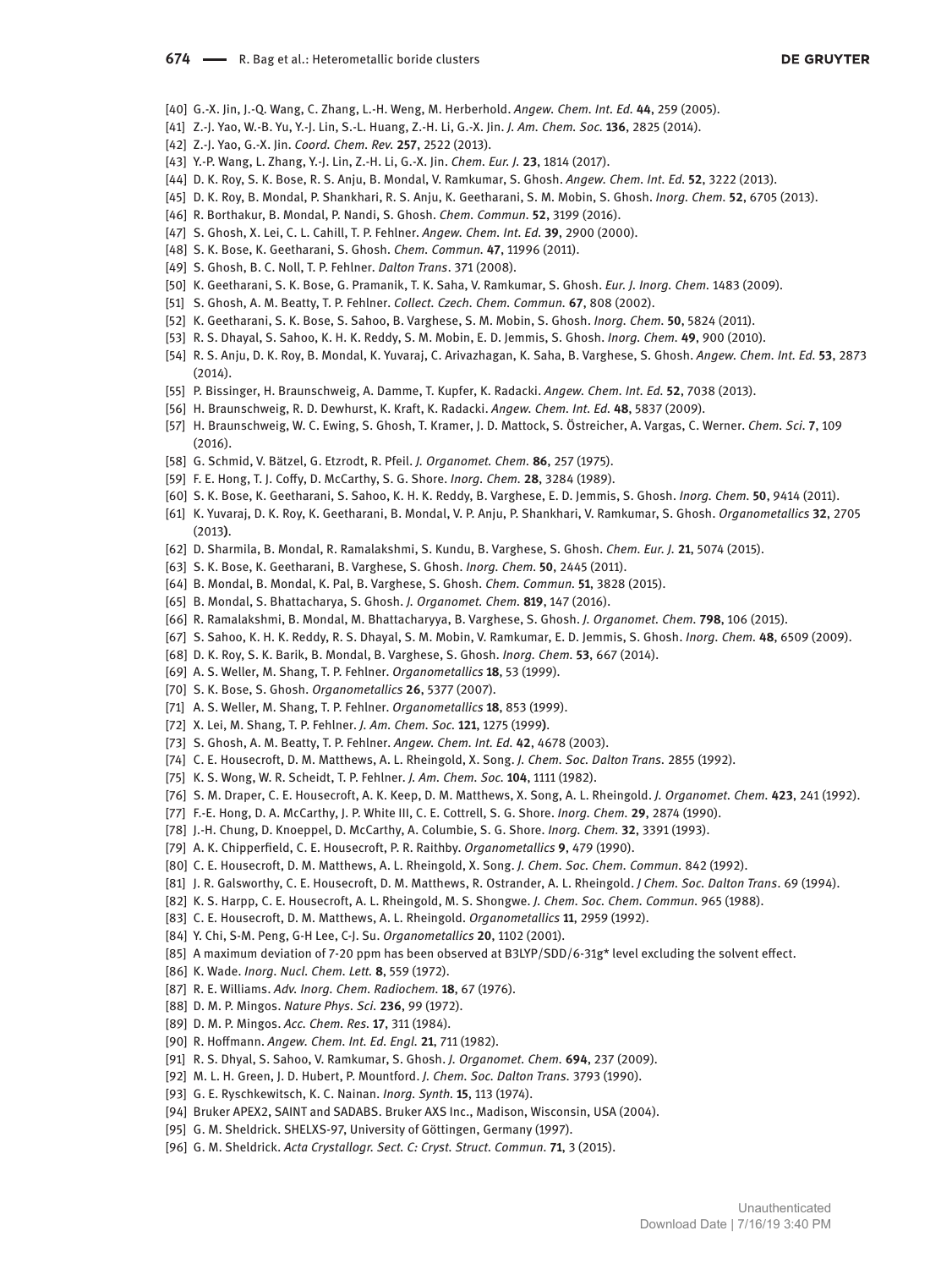[40] G.-X. Jin, J.-Q. Wang, C. Zhang, L.-H. Weng, M. Herberhold. *Angew. Chem. Int. Ed.* **44**, 259 (2005).
[41] Z.-J. Yao, W.-B. Yu, Y.-J. Lin, S.-L. Huang, Z.-H. Li, G.-X. Jin. *J. Am. Chem. Soc.* **136**, 2825 (2014).
[42] Z.-J. Yao, G.-X. Jin. *Coord. Chem. Rev.* **257**, 2522 (2013).
[43] Y.-P. Wang, L. Zhang, Y.-J. Lin, Z.-H. Li, G.-X. Jin. *Chem. Eur. J.* **23**, 1814 (2017).
[44] D. K. Roy, S. K. Bose, R. S. Anju, B. Mondal, V. Ramkumar, S. Ghosh. *Angew. Chem. Int. Ed.* **52**, 3222 (2013).
[45] D. K. Roy, B. Mondal, P. Shankhari, R. S. Anju, K. Geetharani, S. M. Mobin, S. Ghosh. *Inorg. Chem.* **52**, 6705 (2013).
[46] R. Borthakur, B. Mondal, P. Nandi, S. Ghosh. *Chem. Commun.* **52**, 3199 (2016).
[47] S. Ghosh, X. Lei, C. L. Cahill, T. P. Fehlner. *Angew. Chem. Int. Ed.* **39**, 2900 (2000).
[48] S. K. Bose, K. Geetharani, S. Ghosh. *Chem. Commun.* **47**, 11996 (2011).
[49] S. Ghosh, B. C. Noll, T. P. Fehlner. *Dalton Trans*. 371 (2008).
[50] K. Geetharani, S. K. Bose, G. Pramanik, T. K. Saha, V. Ramkumar, S. Ghosh. *Eur. J. Inorg. Chem.* 1483 (2009).
[51] S. Ghosh, A. M. Beatty, T. P. Fehlner. *Collect. Czech. Chem. Commun.* **67**, 808 (2002).
[52] K. Geetharani, S. K. Bose, S. Sahoo, B. Varghese, S. M. Mobin, S. Ghosh. *Inorg. Chem.* **50**, 5824 (2011).
[53] R. S. Dhayal, S. Sahoo, K. H. K. Reddy, S. M. Mobin, E. D. Jemmis, S. Ghosh. *Inorg. Chem.* **49**, 900 (2010).
[54] R. S. Anju, D. K. Roy, B. Mondal, K. Yuvaraj, C. Arivazhagan, K. Saha, B. Varghese, S. Ghosh. *Angew. Chem. Int. Ed.* **53**, 2873 (2014).
[55] P. Bissinger, H. Braunschweig, A. Damme, T. Kupfer, K. Radacki. *Angew. Chem. Int. Ed.* **52**, 7038 (2013).
[56] H. Braunschweig, R. D. Dewhurst, K. Kraft, K. Radacki. *Angew. Chem. Int. Ed.* **48**, 5837 (2009).
[57] H. Braunschweig, W. C. Ewing, S. Ghosh, T. Kramer, J. D. Mattock, S. Östreicher, A. Vargas, C. Werner. *Chem. Sci.* **7**, 109 (2016).
[58] G. Schmid, V. Bätzel, G. Etzrodt, R. Pfeil. *J. Organomet. Chem.* **86**, 257 (1975).
[59] F. E. Hong, T. J. Coffy, D. McCarthy, S. G. Shore. *Inorg. Chem.* **28**, 3284 (1989).
[60] S. K. Bose, K. Geetharani, S. Sahoo, K. H. K. Reddy, B. Varghese, E. D. Jemmis, S. Ghosh. *Inorg. Chem.* **50**, 9414 (2011).
[61] K. Yuvaraj, D. K. Roy, K. Geetharani, B. Mondal, V. P. Anju, P. Shankhari, V. Ramkumar, S. Ghosh. *Organometallics* **32**, 2705 (2013).
[62] D. Sharmila, B. Mondal, R. Ramalakshmi, S. Kundu, B. Varghese, S. Ghosh. *Chem. Eur. J.* **21**, 5074 (2015).
[63] S. K. Bose, K. Geetharani, B. Varghese, S. Ghosh. *Inorg. Chem.* **50**, 2445 (2011).
[64] B. Mondal, B. Mondal, K. Pal, B. Varghese, S. Ghosh. *Chem. Commun.* **51**, 3828 (2015).
[65] B. Mondal, S. Bhattacharya, S. Ghosh. *J. Organomet. Chem.* **819**, 147 (2016).
[66] R. Ramalakshmi, B. Mondal, M. Bhattacharyya, B. Varghese, S. Ghosh. *J. Organomet. Chem.* **798**, 106 (2015).
[67] S. Sahoo, K. H. K. Reddy, R. S. Dhayal, S. M. Mobin, V. Ramkumar, E. D. Jemmis, S. Ghosh. *Inorg. Chem.* **48**, 6509 (2009).
[68] D. K. Roy, S. K. Barik, B. Mondal, B. Varghese, S. Ghosh. *Inorg. Chem.* **53**, 667 (2014).
[69] A. S. Weller, M. Shang, T. P. Fehlner. *Organometallics* **18**, 53 (1999).
[70] S. K. Bose, S. Ghosh. *Organometallics* **26**, 5377 (2007).
[71] A. S. Weller, M. Shang, T. P. Fehlner. *Organometallics* **18**, 853 (1999).
[72] X. Lei, M. Shang, T. P. Fehlner. *J. Am. Chem. Soc.* **121**, 1275 (1999).
[73] S. Ghosh, A. M. Beatty, T. P. Fehlner. *Angew. Chem. Int. Ed.* **42**, 4678 (2003).
[74] C. E. Housecroft, D. M. Matthews, A. L. Rheingold, X. Song. *J. Chem. Soc. Dalton Trans.* 2855 (1992).
[75] K. S. Wong, W. R. Scheidt, T. P. Fehlner. *J. Am. Chem. Soc.* **104**, 1111 (1982).
[76] S. M. Draper, C. E. Housecroft, A. K. Keep, D. M. Matthews, X. Song, A. L. Rheingold. *J. Organomet. Chem.* **423**, 241 (1992).
[77] F.-E. Hong, D. A. McCarthy, J. P. White III, C. E. Cottrell, S. G. Shore. *Inorg. Chem.* **29**, 2874 (1990).
[78] J.-H. Chung, D. Knoeppel, D. McCarthy, A. Columbie, S. G. Shore. *Inorg. Chem.* **32**, 3391 (1993).
[79] A. K. Chipperfield, C. E. Housecroft, P. R. Raithby. *Organometallics* **9**, 479 (1990).
[80] C. E. Housecroft, D. M. Matthews, A. L. Rheingold, X. Song. *J. Chem. Soc. Chem. Commun.* 842 (1992).
[81] J. R. Galsworthy, C. E. Housecroft, D. M. Matthews, R. Ostrander, A. L. Rheingold. *J Chem. Soc. Dalton Trans*. 69 (1994).
[82] K. S. Harpp, C. E. Housecroft, A. L. Rheingold, M. S. Shongwe. *J. Chem. Soc. Chem. Commun.* 965 (1988).
[83] C. E. Housecroft, D. M. Matthews, A. L. Rheingold. *Organometallics* **11**, 2959 (1992).
[84] Y. Chi, S-M. Peng, G-H Lee, C-J. Su. *Organometallics* **20**, 1102 (2001).
[85] A maximum deviation of 7-20 ppm has been observed at B3LYP/SDD/6-31g* level excluding the solvent effect.
[86] K. Wade. *Inorg. Nucl. Chem. Lett.* **8**, 559 (1972).
[87] R. E. Williams. *Adv. Inorg. Chem. Radiochem.* **18**, 67 (1976).
[88] D. M. P. Mingos. *Nature Phys. Sci.* **236**, 99 (1972).
[89] D. M. P. Mingos. *Acc. Chem. Res.* **17**, 311 (1984).
[90] R. Hoffmann. *Angew. Chem. Int. Ed. Engl.* **21**, 711 (1982).
[91] R. S. Dhyal, S. Sahoo, V. Ramkumar, S. Ghosh. *J. Organomet. Chem.* **694**, 237 (2009).
[92] M. L. H. Green, J. D. Hubert, P. Mountford. *J. Chem. Soc. Dalton Trans.* 3793 (1990).
[93] G. E. Ryschkewitsch, K. C. Nainan. *Inorg. Synth.* **15**, 113 (1974).
[94] Bruker APEX2, SAINT and SADABS. Bruker AXS Inc., Madison, Wisconsin, USA (2004).
[95] G. M. Sheldrick. SHELXS-97, University of Göttingen, Germany (1997).
[96] G. M. Sheldrick. *Acta Crystallogr. Sect. C: Cryst. Struct. Commun.* **71**, 3 (2015).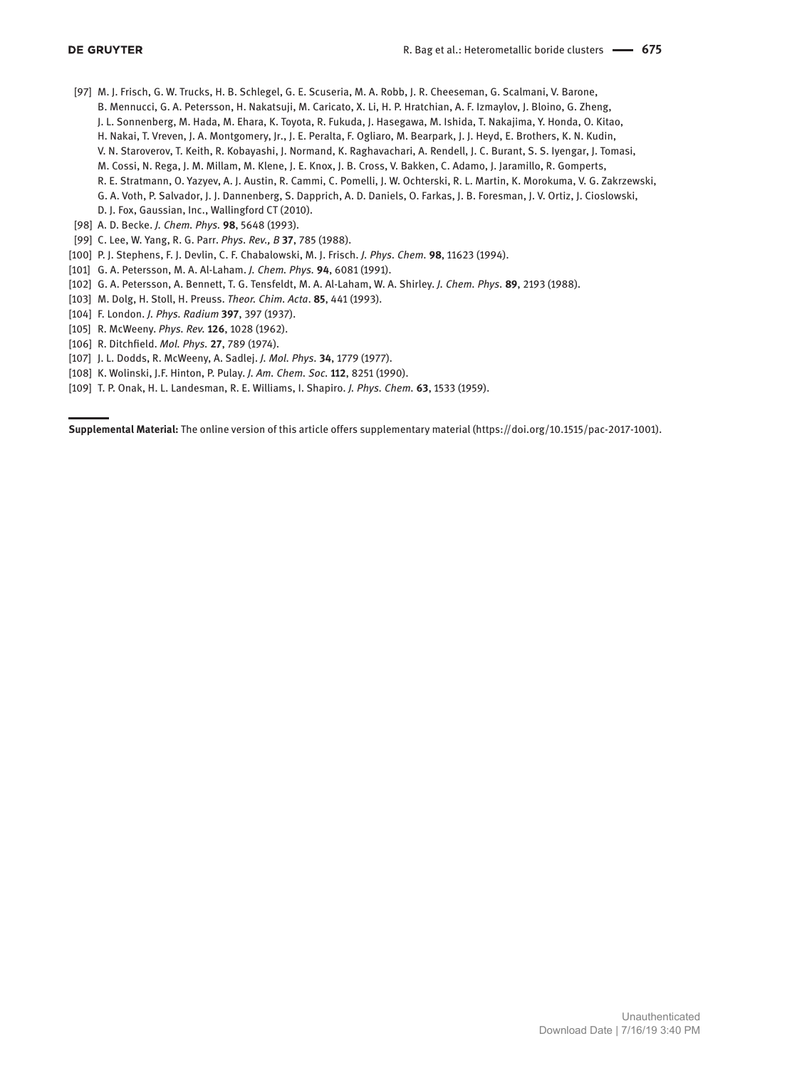[97] M. J. Frisch, G. W. Trucks, H. B. Schlegel, G. E. Scuseria, M. A. Robb, J. R. Cheeseman, G. Scalmani, V. Barone, B. Mennucci, G. A. Petersson, H. Nakatsuji, M. Caricato, X. Li, H. P. Hratchian, A. F. Izmaylov, J. Bloino, G. Zheng, J. L. Sonnenberg, M. Hada, M. Ehara, K. Toyota, R. Fukuda, J. Hasegawa, M. Ishida, T. Nakajima, Y. Honda, O. Kitao, H. Nakai, T. Vreven, J. A. Montgomery, Jr., J. E. Peralta, F. Ogliaro, M. Bearpark, J. J. Heyd, E. Brothers, K. N. Kudin, V. N. Staroverov, T. Keith, R. Kobayashi, J. Normand, K. Raghavachari, A. Rendell, J. C. Burant, S. S. Iyengar, J. Tomasi, M. Cossi, N. Rega, J. M. Millam, M. Klene, J. E. Knox, J. B. Cross, V. Bakken, C. Adamo, J. Jaramillo, R. Gomperts, R. E. Stratmann, O. Yazyev, A. J. Austin, R. Cammi, C. Pomelli, J. W. Ochterski, R. L. Martin, K. Morokuma, V. G. Zakrzewski, G. A. Voth, P. Salvador, J. J. Dannenberg, S. Dapprich, A. D. Daniels, O. Farkas, J. B. Foresman, J. V. Ortiz, J. Cioslowski, D. J. Fox, Gaussian, Inc., Wallingford CT (2010).

[98] A. D. Becke. *J. Chem. Phys.* **98**, 5648 (1993).

[99] C. Lee, W. Yang, R. G. Parr. *Phys. Rev., B* **37**, 785 (1988).

[100] P. J. Stephens, F. J. Devlin, C. F. Chabalowski, M. J. Frisch. *J. Phys. Chem.* **98**, 11623 (1994).

[101] G. A. Petersson, M. A. Al-Laham. *J. Chem. Phys.* **94**, 6081 (1991).

[102] G. A. Petersson, A. Bennett, T. G. Tensfeldt, M. A. Al-Laham, W. A. Shirley. *J. Chem. Phys.* **89**, 2193 (1988).

[103] M. Dolg, H. Stoll, H. Preuss. *Theor. Chim. Acta*. **85**, 441 (1993).

[104] F. London. *J. Phys. Radium* **397**, 397 (1937).

[105] R. McWeeny. *Phys. Rev.* **126**, 1028 (1962).

[106] R. Ditchfield. *Mol. Phys.* **27**, 789 (1974).

[107] J. L. Dodds, R. McWeeny, A. Sadlej. *J. Mol. Phys*. **34**, 1779 (1977).

[108] K. Wolinski, J.F. Hinton, P. Pulay. *J. Am. Chem. Soc.* **112**, 8251 (1990).

[109] T. P. Onak, H. L. Landesman, R. E. Williams, I. Shapiro. *J. Phys. Chem.* **63**, 1533 (1959).

---

**Supplemental Material:** The online version of this article offers supplementary material (https://doi.org/10.1515/pac-2017-1001).